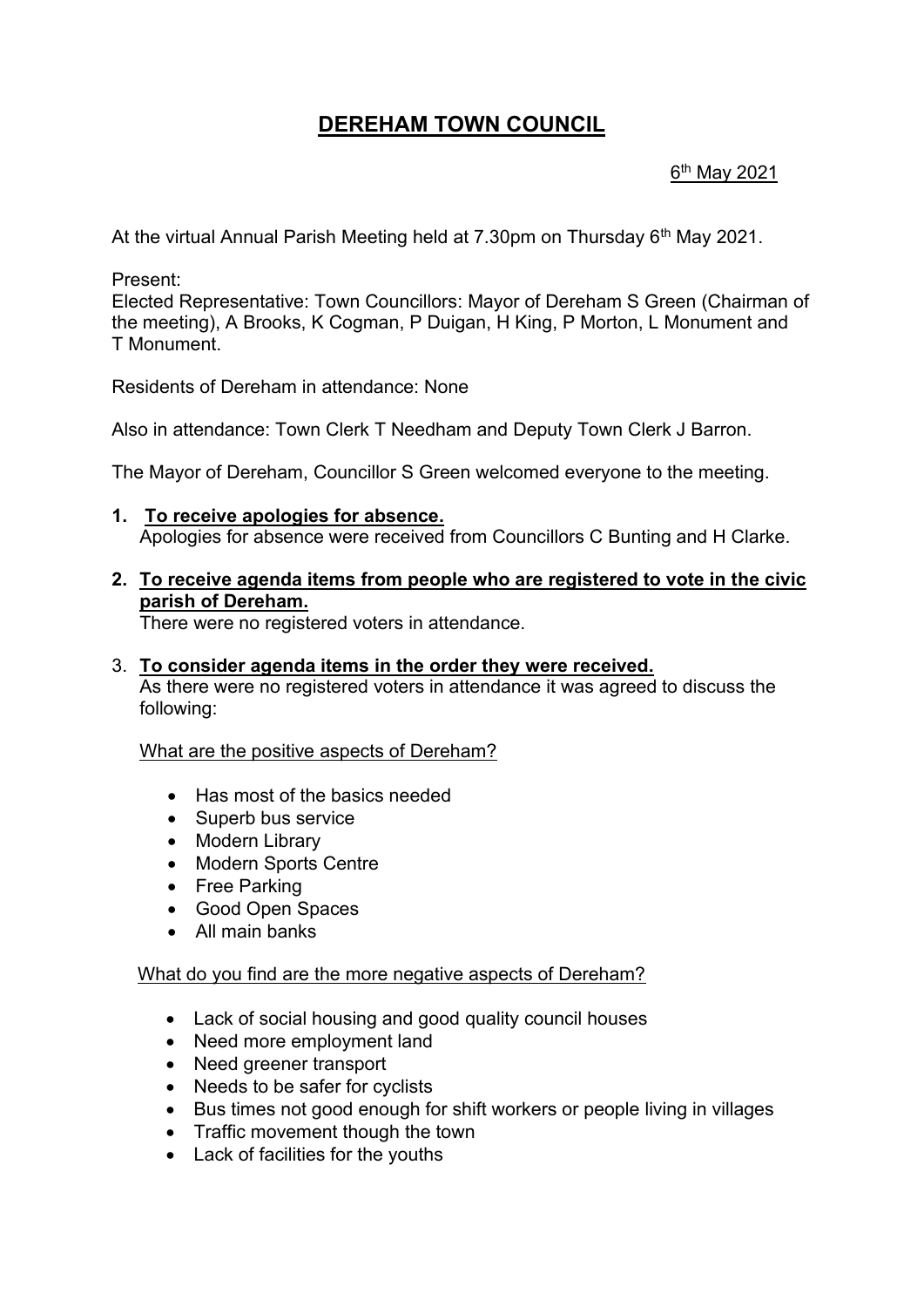# DEREHAM TOWN COUNCIL

6th May 2021

At the virtual Annual Parish Meeting held at 7.30pm on Thursday 6th May 2021.

Present:
Elected Representative: Town Councillors: Mayor of Dereham S Green (Chairman of the meeting), A Brooks, K Cogman, P Duigan, H King, P Morton, L Monument and T Monument.

Residents of Dereham in attendance: None

Also in attendance: Town Clerk T Needham and Deputy Town Clerk J Barron.

The Mayor of Dereham, Councillor S Green welcomed everyone to the meeting.

1. **To receive apologies for absence.**
   Apologies for absence were received from Councillors C Bunting and H Clarke.

2. **To receive agenda items from people who are registered to vote in the civic parish of Dereham.**
   There were no registered voters in attendance.

3. **To consider agenda items in the order they were received.**
   As there were no registered voters in attendance it was agreed to discuss the following:

   What are the positive aspects of Dereham?

   - Has most of the basics needed
   - Superb bus service
   - Modern Library
   - Modern Sports Centre
   - Free Parking
   - Good Open Spaces
   - All main banks

   What do you find are the more negative aspects of Dereham?

   - Lack of social housing and good quality council houses
   - Need more employment land
   - Need greener transport
   - Needs to be safer for cyclists
   - Bus times not good enough for shift workers or people living in villages
   - Traffic movement though the town
   - Lack of facilities for the youths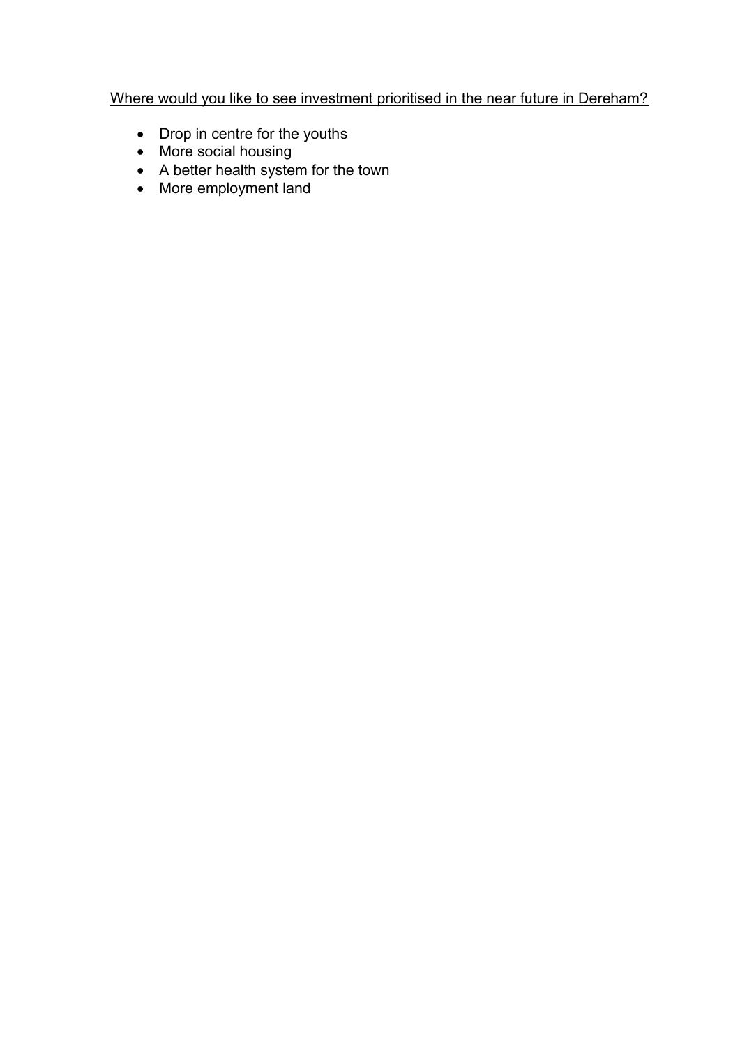Where would you like to see investment prioritised in the near future in Dereham?

- Drop in centre for the youths
- More social housing
- A better health system for the town
- More employment land